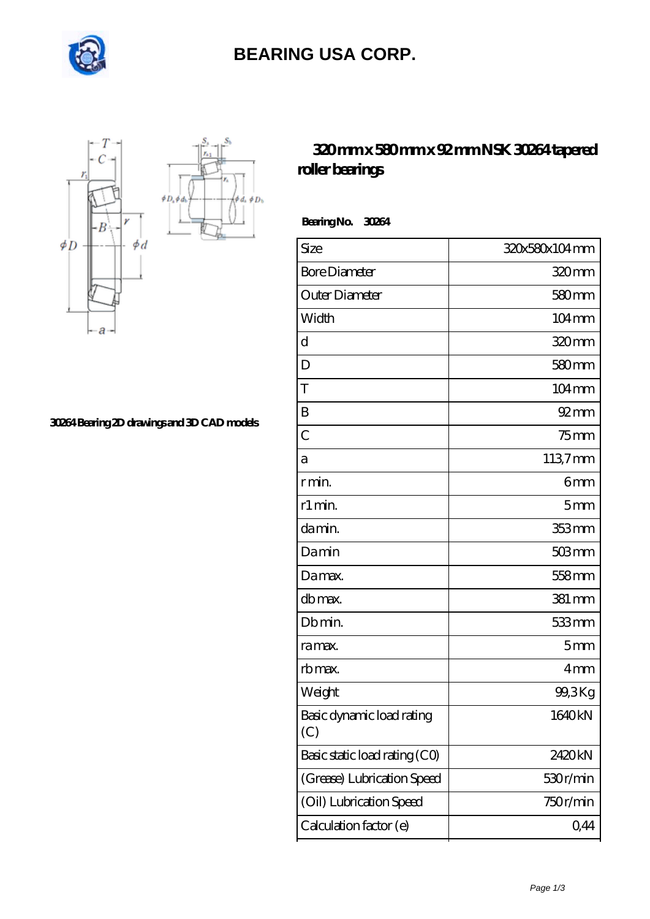# BEARING USA CORP.

## 320 mm x 580 mm x 92 mm NSK 30264 tapered roller bearings

30264 Bearing 2D drawings and 3D CAD models

**Bearing No.** 30264

| Size | 320x580x104 mm |
|---|---|
| Bore Diameter | 320 mm |
| Outer Diameter | 580 mm |
| Width | 104 mm |
| d | 320 mm |
| D | 580 mm |
| T | 104 mm |
| B | 92 mm |
| C | 75 mm |
| a | 113,7 mm |
| r min. | 6 mm |
| r1 min. | 5 mm |
| da min. | 353 mm |
| Da min | 503 mm |
| Da max. | 558 mm |
| db max. | 381 mm |
| Db min. | 533 mm |
| ra max. | 5 mm |
| rb max. | 4 mm |
| Weight | 99,3 Kg |
| Basic dynamic load rating (C) | 1640 kN |
| Basic static load rating (C0) | 2420 kN |
| (Grease) Lubrication Speed | 530 r/min |
| (Oil) Lubrication Speed | 750 r/min |
| Calculation factor (e) | 0,44 |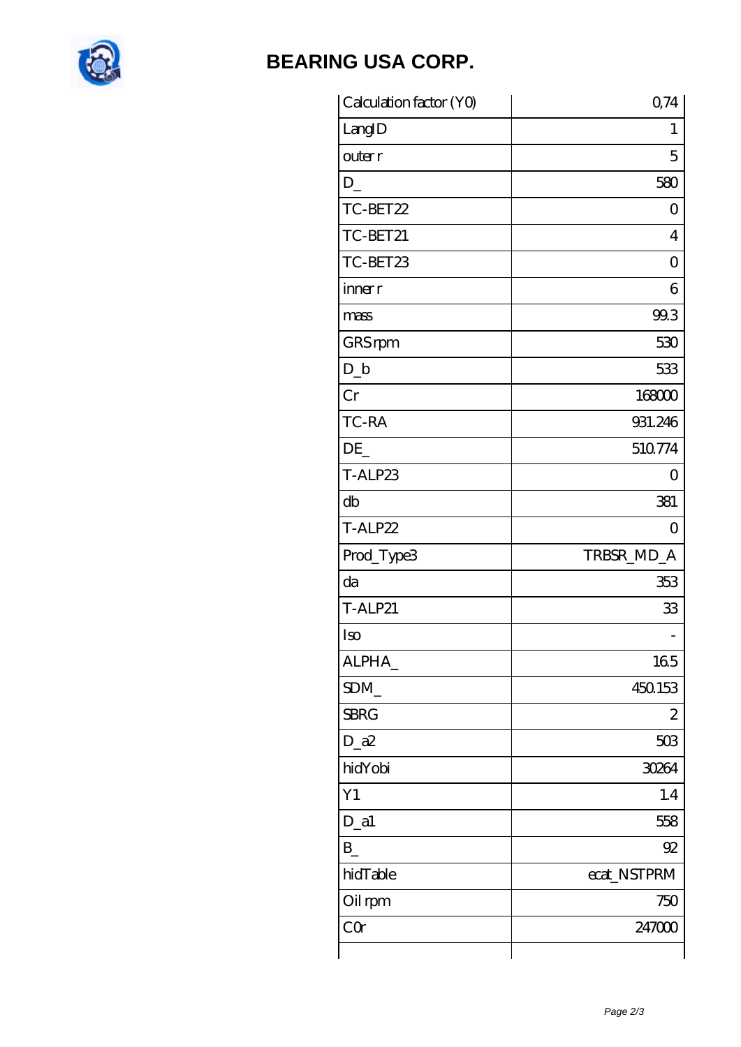| Calculation factor (Y0) | 0,74 |
| --- | --- |
| LangID | 1 |
| outer r | 5 |
| D_ | 580 |
| TC-BET22 | 0 |
| TC-BET21 | 4 |
| TC-BET23 | 0 |
| inner r | 6 |
| mass | 99.3 |
| GRS rpm | 530 |
| D_b | 533 |
| Cr | 168000 |
| TC-RA | 931.246 |
| DE_ | 510.774 |
| T-ALP23 | 0 |
| db | 381 |
| T-ALP22 | 0 |
| Prod_Type3 | TRBSR_MD_A |
| da | 353 |
| T-ALP21 | 33 |
| Iso | - |
| ALPHA_ | 16.5 |
| SDM_ | 450.153 |
| SBRG | 2 |
| D_a2 | 503 |
| hidYobi | 30264 |
| Y1 | 1.4 |
| D_a1 | 558 |
| B_ | 92 |
| hidTable | ecat_NSTPRM |
| Oil rpm | 750 |
| C0r | 247000 |
| | |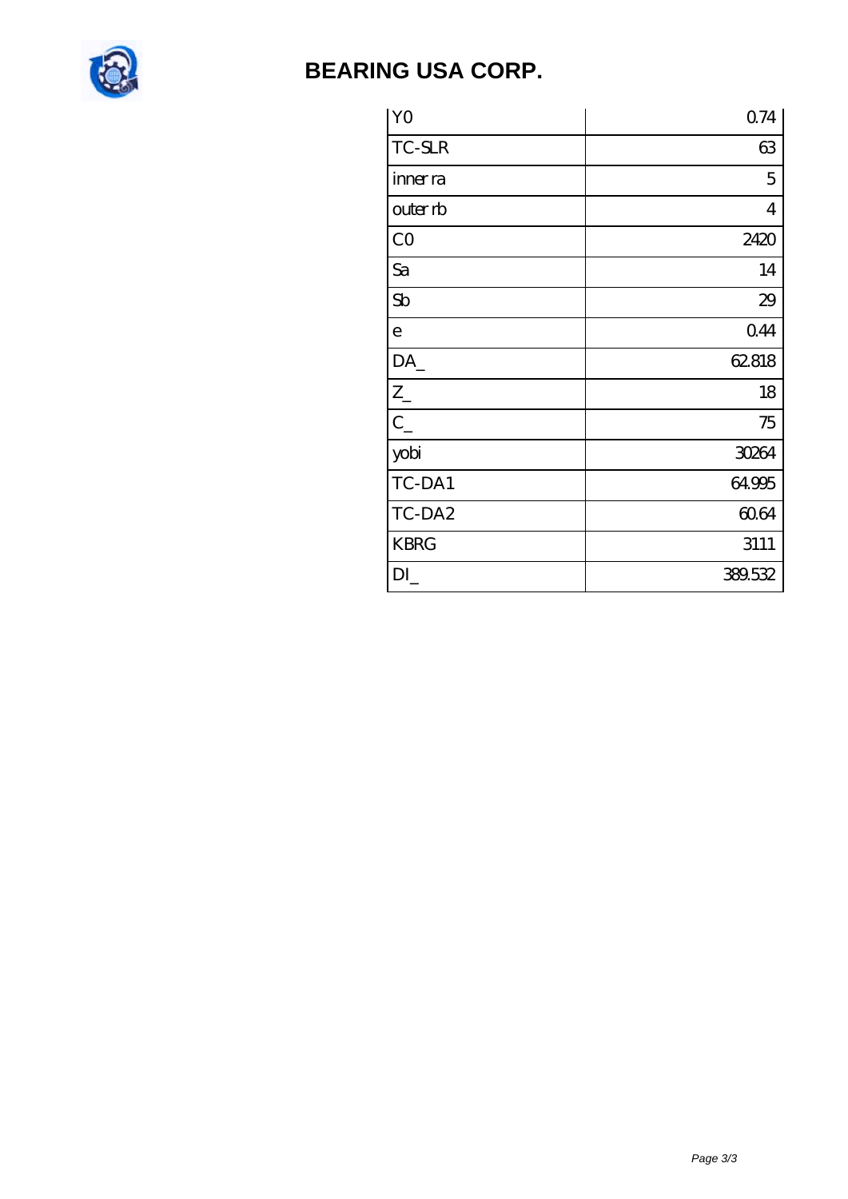| | |
|---|---|
| Y0 | 0.74 |
| TC-SLR | 63 |
| inner ra | 5 |
| outer rb | 4 |
| C0 | 2420 |
| Sa | 14 |
| Sb | 29 |
| e | 0.44 |
| DA_ | 62.818 |
| Z_ | 18 |
| C_ | 75 |
| yobi | 30264 |
| TC-DA1 | 64.995 |
| TC-DA2 | 60.64 |
| KBRG | 3111 |
| DI_ | 389.532 |